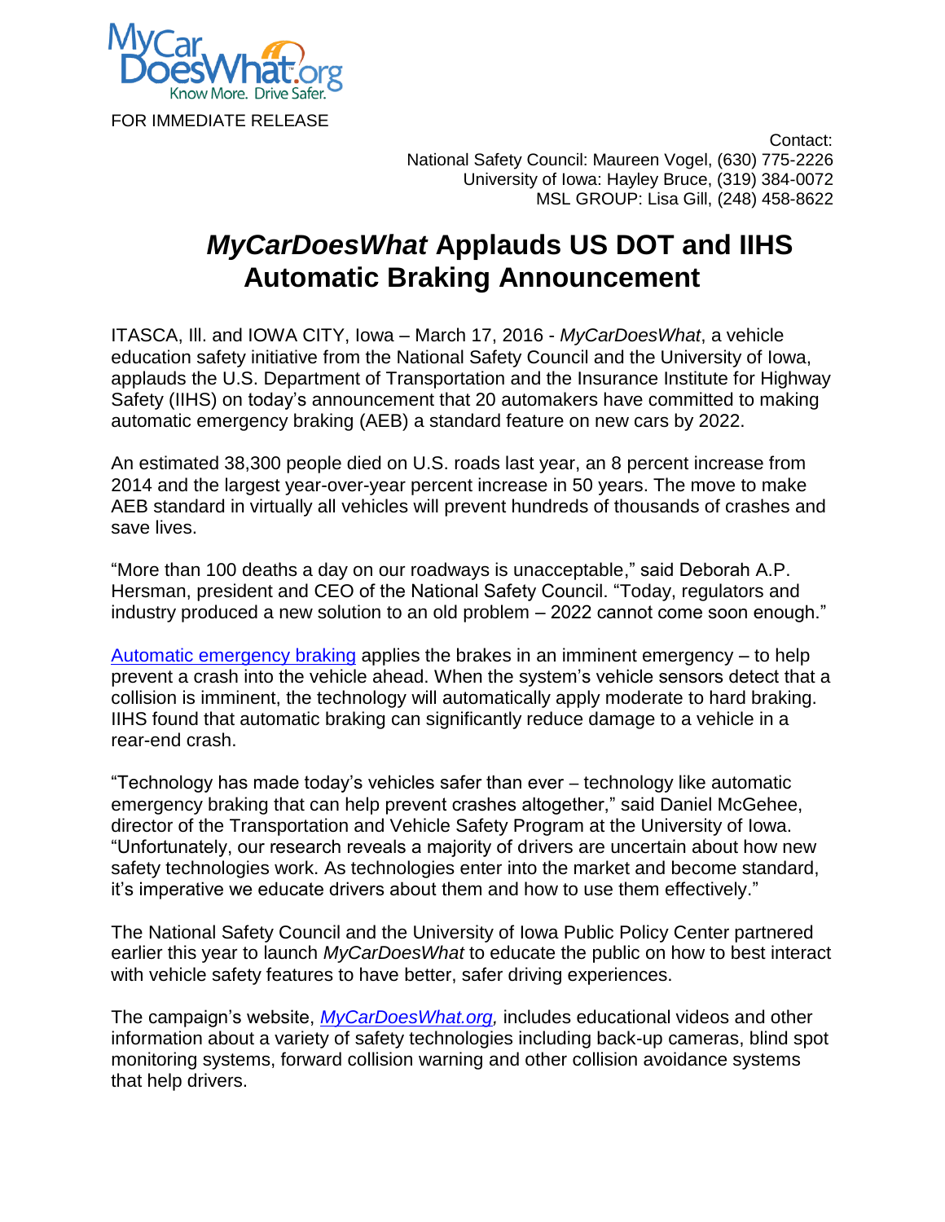MyCarDoesWhat.org
Know More. Drive Safer.

FOR IMMEDIATE RELEASE

Contact:
National Safety Council: Maureen Vogel, (630) 775-2226
University of Iowa: Hayley Bruce, (319) 384-0072
MSL GROUP: Lisa Gill, (248) 458-8622

# *MyCarDoesWhat* Applauds US DOT and IIHS Automatic Braking Announcement

ITASCA, Ill. and IOWA CITY, Iowa – March 17, 2016 - *MyCarDoesWhat*, a vehicle education safety initiative from the National Safety Council and the University of Iowa, applauds the U.S. Department of Transportation and the Insurance Institute for Highway Safety (IIHS) on today's announcement that 20 automakers have committed to making automatic emergency braking (AEB) a standard feature on new cars by 2022.

An estimated 38,300 people died on U.S. roads last year, an 8 percent increase from 2014 and the largest year-over-year percent increase in 50 years. The move to make AEB standard in virtually all vehicles will prevent hundreds of thousands of crashes and save lives.

"More than 100 deaths a day on our roadways is unacceptable," said Deborah A.P. Hersman, president and CEO of the National Safety Council. "Today, regulators and industry produced a new solution to an old problem – 2022 cannot come soon enough."

Automatic emergency braking applies the brakes in an imminent emergency – to help prevent a crash into the vehicle ahead. When the system's vehicle sensors detect that a collision is imminent, the technology will automatically apply moderate to hard braking. IIHS found that automatic braking can significantly reduce damage to a vehicle in a rear-end crash.

"Technology has made today's vehicles safer than ever – technology like automatic emergency braking that can help prevent crashes altogether," said Daniel McGehee, director of the Transportation and Vehicle Safety Program at the University of Iowa. "Unfortunately, our research reveals a majority of drivers are uncertain about how new safety technologies work. As technologies enter into the market and become standard, it's imperative we educate drivers about them and how to use them effectively."

The National Safety Council and the University of Iowa Public Policy Center partnered earlier this year to launch *MyCarDoesWhat* to educate the public on how to best interact with vehicle safety features to have better, safer driving experiences.

The campaign's website, *MyCarDoesWhat.org,* includes educational videos and other information about a variety of safety technologies including back-up cameras, blind spot monitoring systems, forward collision warning and other collision avoidance systems that help drivers.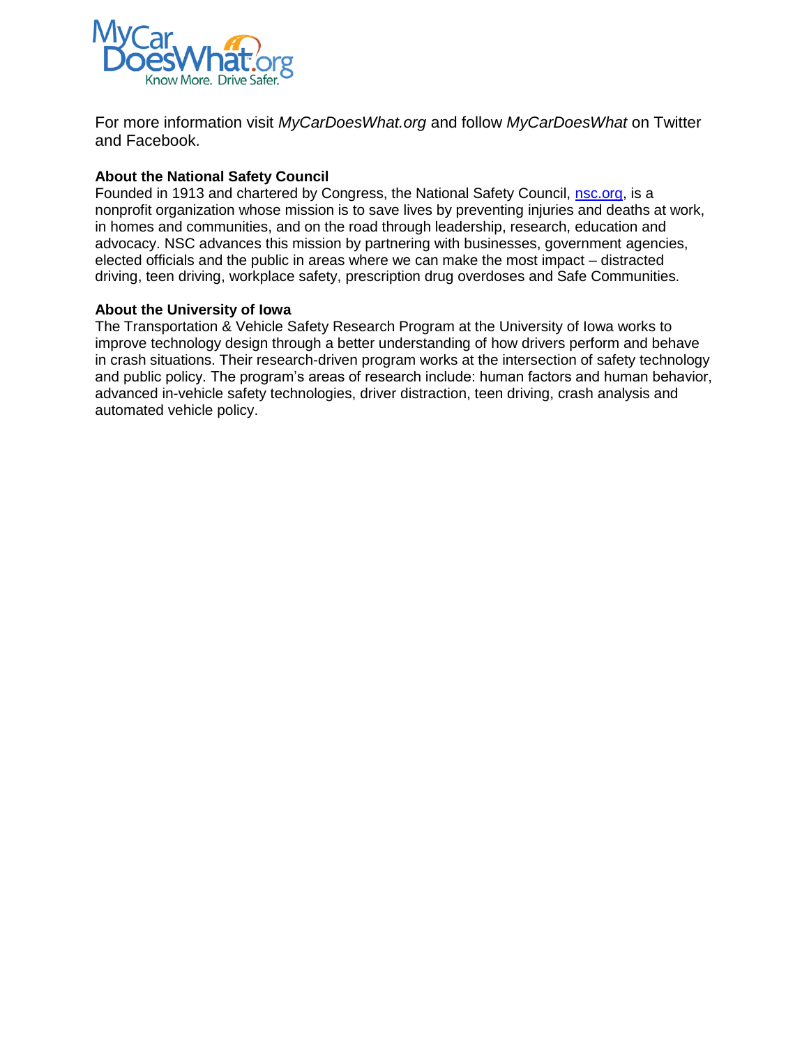For more information visit *MyCarDoesWhat.org* and follow *MyCarDoesWhat* on Twitter and Facebook.

**About the National Safety Council**
Founded in 1913 and chartered by Congress, the National Safety Council, nsc.org, is a nonprofit organization whose mission is to save lives by preventing injuries and deaths at work, in homes and communities, and on the road through leadership, research, education and advocacy. NSC advances this mission by partnering with businesses, government agencies, elected officials and the public in areas where we can make the most impact – distracted driving, teen driving, workplace safety, prescription drug overdoses and Safe Communities.

**About the University of Iowa**
The Transportation & Vehicle Safety Research Program at the University of Iowa works to improve technology design through a better understanding of how drivers perform and behave in crash situations. Their research-driven program works at the intersection of safety technology and public policy. The program's areas of research include: human factors and human behavior, advanced in-vehicle safety technologies, driver distraction, teen driving, crash analysis and automated vehicle policy.